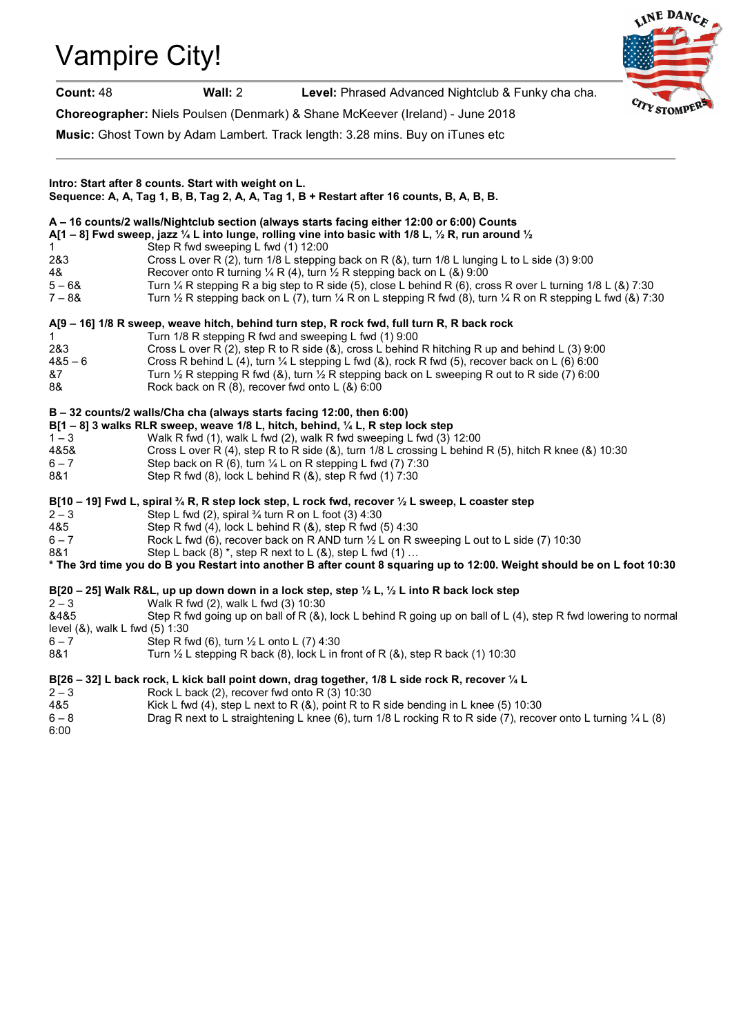# Vampire City!

**Count:** 48 **Wall:** 2 **Level:** Phrased Advanced Nightclub & Funky cha cha.

**Choreographer:** Niels Poulsen (Denmark) & Shane McKeever (Ireland) - June 2018

**Music:** Ghost Town by Adam Lambert. Track length: 3.28 mins. Buy on iTunes etc

---

**Intro: Start after 8 counts. Start with weight on L.**
**Sequence: A, A, Tag 1, B, B, Tag 2, A, A, Tag 1, B + Restart after 16 counts, B, A, B, B.**

**A – 16 counts/2 walls/Nightclub section (always starts facing either 12:00 or 6:00) Counts**

**A[1 – 8] Fwd sweep, jazz ¼ L into lunge, rolling vine into basic with 1/8 L, ½ R, run around ½**

| | |
|---|---|
| 1 | Step R fwd sweeping L fwd (1) 12:00 |
| 2&3 | Cross L over R (2), turn 1/8 L stepping back on R (&), turn 1/8 L lunging L to L side (3) 9:00 |
| 4& | Recover onto R turning ¼ R (4), turn ½ R stepping back on L (&) 9:00 |
| 5 – 6& | Turn ¼ R stepping R a big step to R side (5), close L behind R (6), cross R over L turning 1/8 L (&) 7:30 |
| 7 – 8& | Turn ½ R stepping back on L (7), turn ¼ R on L stepping R fwd (8), turn ¼ R on R stepping L fwd (&) 7:30 |

**A[9 – 16] 1/8 R sweep, weave hitch, behind turn step, R rock fwd, full turn R, R back rock**

| | |
|---|---|
| 1 | Turn 1/8 R stepping R fwd and sweeping L fwd (1) 9:00 |
| 2&3 | Cross L over R (2), step R to R side (&), cross L behind R hitching R up and behind L (3) 9:00 |
| 4&5 – 6 | Cross R behind L (4), turn ¼ L stepping L fwd (&), rock R fwd (5), recover back on L (6) 6:00 |
| &7 | Turn ½ R stepping R fwd (&), turn ½ R stepping back on L sweeping R out to R side (7) 6:00 |
| 8& | Rock back on R (8), recover fwd onto L (&) 6:00 |

**B – 32 counts/2 walls/Cha cha (always starts facing 12:00, then 6:00)**

**B[1 – 8] 3 walks RLR sweep, weave 1/8 L, hitch, behind, ¼ L, R step lock step**

| | |
|---|---|
| 1 – 3 | Walk R fwd (1), walk L fwd (2), walk R fwd sweeping L fwd (3) 12:00 |
| 4&5& | Cross L over R (4), step R to R side (&), turn 1/8 L crossing L behind R (5), hitch R knee (&) 10:30 |
| 6 – 7 | Step back on R (6), turn ¼ L on R stepping L fwd (7) 7:30 |
| 8&1 | Step R fwd (8), lock L behind R (&), step R fwd (1) 7:30 |

**B[10 – 19] Fwd L, spiral ¾ R, R step lock step, L rock fwd, recover ½ L sweep, L coaster step**

| | |
|---|---|
| 2 – 3 | Step L fwd (2), spiral ¾ turn R on L foot (3) 4:30 |
| 4&5 | Step R fwd (4), lock L behind R (&), step R fwd (5) 4:30 |
| 6 – 7 | Rock L fwd (6), recover back on R AND turn ½ L on R sweeping L out to L side (7) 10:30 |
| 8&1 | Step L back (8) *, step R next to L (&), step L fwd (1) … |

**\* The 3rd time you do B you Restart into another B after count 8 squaring up to 12:00. Weight should be on L foot 10:30**

**B[20 – 25] Walk R&L, up up down down in a lock step, step ½ L, ½ L into R back lock step**

| | |
|---|---|
| 2 – 3 | Walk R fwd (2), walk L fwd (3) 10:30 |
| &4&5 | Step R fwd going up on ball of R (&), lock L behind R going up on ball of L (4), step R fwd lowering to normal level (&), walk L fwd (5) 1:30 |
| 6 – 7 | Step R fwd (6), turn ½ L onto L (7) 4:30 |
| 8&1 | Turn ½ L stepping R back (8), lock L in front of R (&), step R back (1) 10:30 |

**B[26 – 32] L back rock, L kick ball point down, drag together, 1/8 L side rock R, recover ¼ L**

| | |
|---|---|
| 2 – 3 | Rock L back (2), recover fwd onto R (3) 10:30 |
| 4&5 | Kick L fwd (4), step L next to R (&), point R to R side bending in L knee (5) 10:30 |
| 6 – 8 | Drag R next to L straightening L knee (6), turn 1/8 L rocking R to R side (7), recover onto L turning ¼ L (8) 6:00 |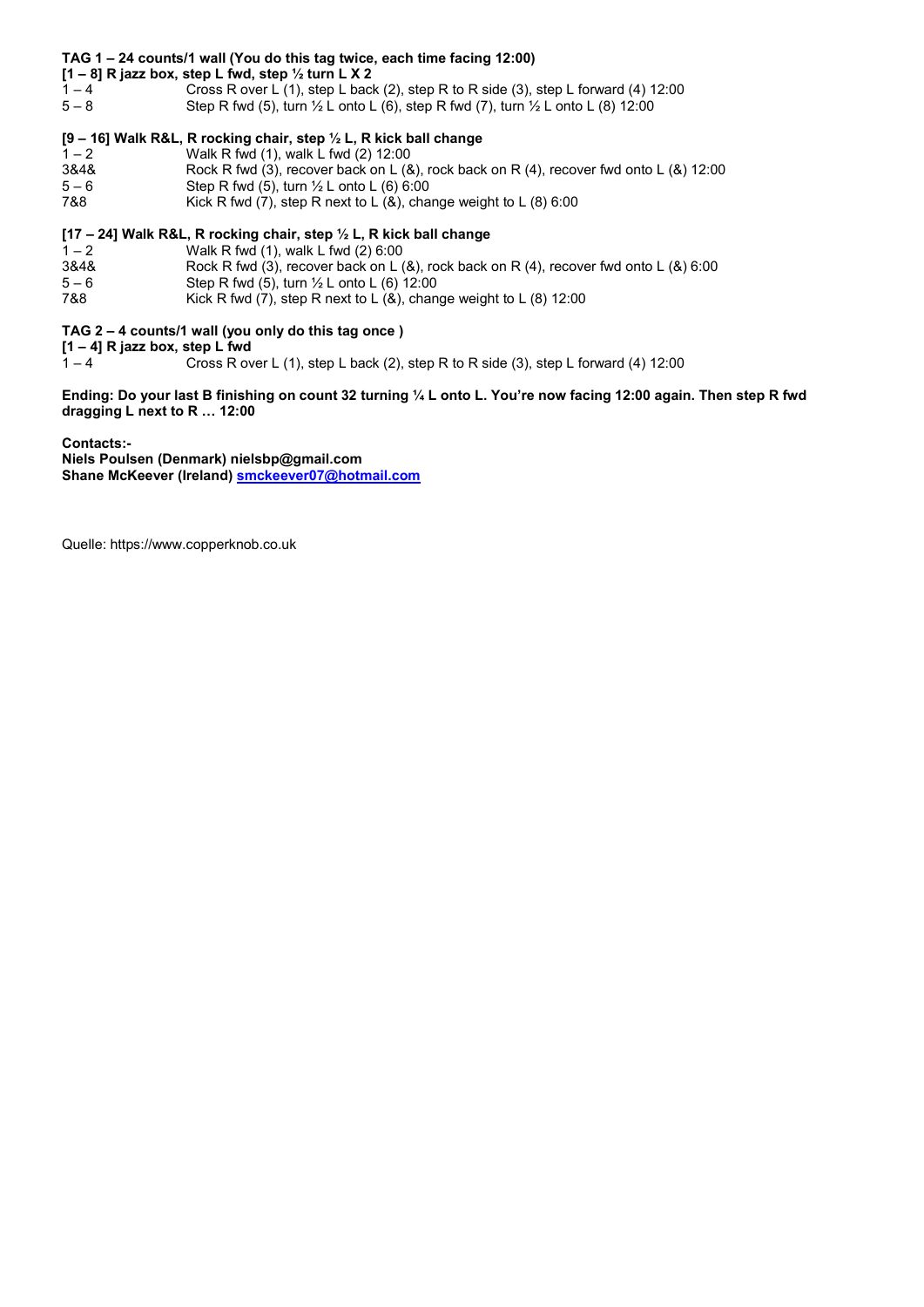**TAG 1 – 24 counts/1 wall (You do this tag twice, each time facing 12:00)**

**[1 – 8] R jazz box, step L fwd, step ½ turn L X 2**

| | |
|---|---|
| 1 – 4 | Cross R over L (1), step L back (2), step R to R side (3), step L forward (4) 12:00 |
| 5 – 8 | Step R fwd (5), turn ½ L onto L (6), step R fwd (7), turn ½ L onto L (8) 12:00 |

**[9 – 16] Walk R&L, R rocking chair, step ½ L, R kick ball change**

| | |
|---|---|
| 1 – 2 | Walk R fwd (1), walk L fwd (2) 12:00 |
| 3&4& | Rock R fwd (3), recover back on L (&), rock back on R (4), recover fwd onto L (&) 12:00 |
| 5 – 6 | Step R fwd (5), turn ½ L onto L (6) 6:00 |
| 7&8 | Kick R fwd (7), step R next to L (&), change weight to L (8) 6:00 |

**[17 – 24] Walk R&L, R rocking chair, step ½ L, R kick ball change**

| | |
|---|---|
| 1 – 2 | Walk R fwd (1), walk L fwd (2) 6:00 |
| 3&4& | Rock R fwd (3), recover back on L (&), rock back on R (4), recover fwd onto L (&) 6:00 |
| 5 – 6 | Step R fwd (5), turn ½ L onto L (6) 12:00 |
| 7&8 | Kick R fwd (7), step R next to L (&), change weight to L (8) 12:00 |

**TAG 2 – 4 counts/1 wall (you only do this tag once )**

**[1 – 4] R jazz box, step L fwd**

| | |
|---|---|
| 1 – 4 | Cross R over L (1), step L back (2), step R to R side (3), step L forward (4) 12:00 |

**Ending: Do your last B finishing on count 32 turning ¼ L onto L. You're now facing 12:00 again. Then step R fwd dragging L next to R … 12:00**

**Contacts:-**
**Niels Poulsen (Denmark) nielsbp@gmail.com**
**Shane McKeever (Ireland) smckeever07@hotmail.com**

Quelle: https://www.copperknob.co.uk